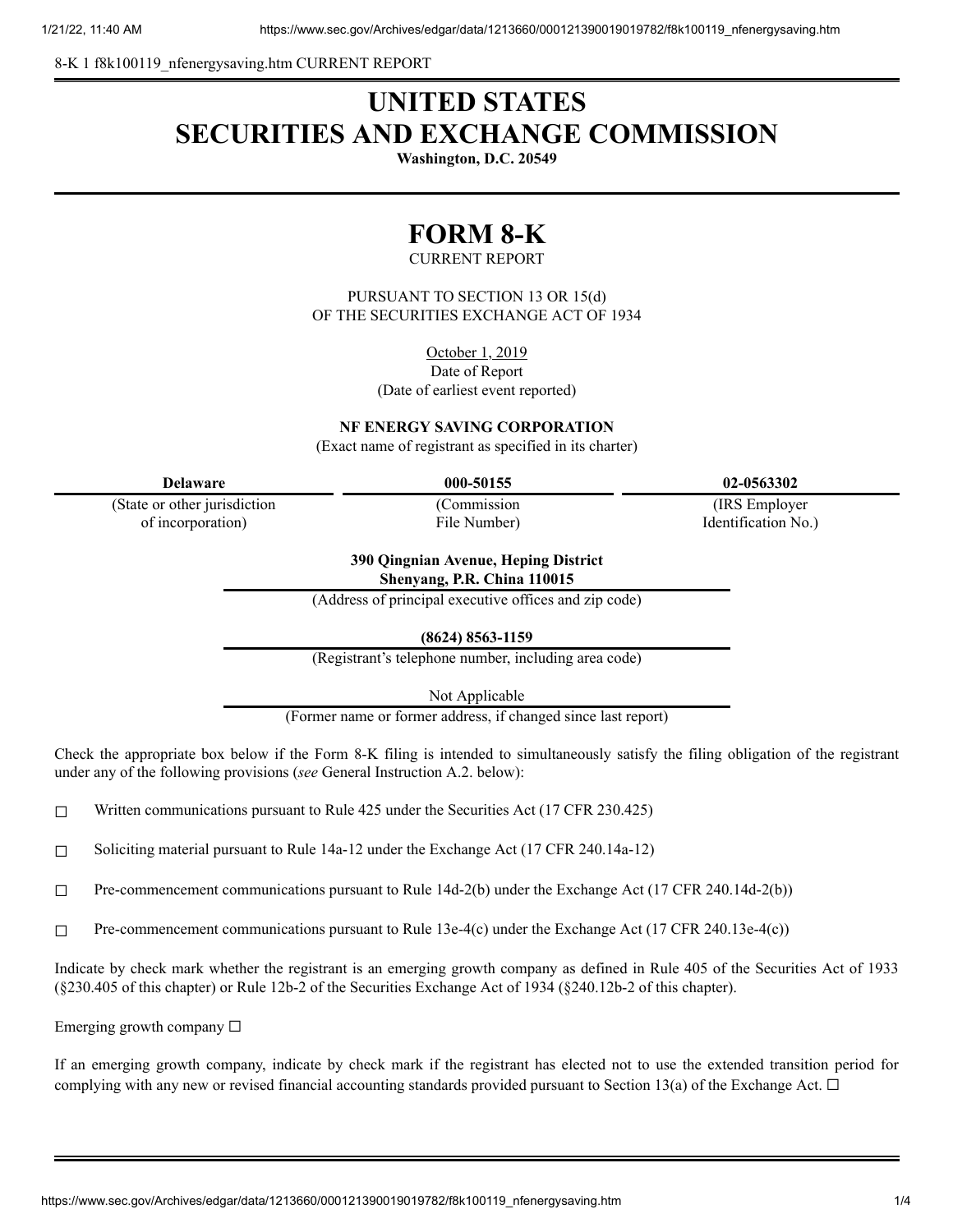8-K 1 f8k100119_nfenergysaving.htm CURRENT REPORT

# UNITED STATES
# SECURITIES AND EXCHANGE COMMISSION

**Washington, D.C. 20549**

# FORM 8-K

CURRENT REPORT

PURSUANT TO SECTION 13 OR 15(d)
OF THE SECURITIES EXCHANGE ACT OF 1934

October 1, 2019
Date of Report
(Date of earliest event reported)

**NF ENERGY SAVING CORPORATION**
(Exact name of registrant as specified in its charter)

| **Delaware** | **000-50155** | **02-0563302** |
|---|---|---|
| (State or other jurisdiction of incorporation) | (Commission File Number) | (IRS Employer Identification No.) |

**390 Qingnian Avenue, Heping District**
**Shenyang, P.R. China 110015**
(Address of principal executive offices and zip code)

**(8624) 8563-1159**
(Registrant's telephone number, including area code)

Not Applicable
(Former name or former address, if changed since last report)

Check the appropriate box below if the Form 8-K filing is intended to simultaneously satisfy the filing obligation of the registrant under any of the following provisions (*see* General Instruction A.2. below):

☐ Written communications pursuant to Rule 425 under the Securities Act (17 CFR 230.425)

☐ Soliciting material pursuant to Rule 14a-12 under the Exchange Act (17 CFR 240.14a-12)

☐ Pre-commencement communications pursuant to Rule 14d-2(b) under the Exchange Act (17 CFR 240.14d-2(b))

☐ Pre-commencement communications pursuant to Rule 13e-4(c) under the Exchange Act (17 CFR 240.13e-4(c))

Indicate by check mark whether the registrant is an emerging growth company as defined in Rule 405 of the Securities Act of 1933 (§230.405 of this chapter) or Rule 12b-2 of the Securities Exchange Act of 1934 (§240.12b-2 of this chapter).

Emerging growth company ☐

If an emerging growth company, indicate by check mark if the registrant has elected not to use the extended transition period for complying with any new or revised financial accounting standards provided pursuant to Section 13(a) of the Exchange Act. ☐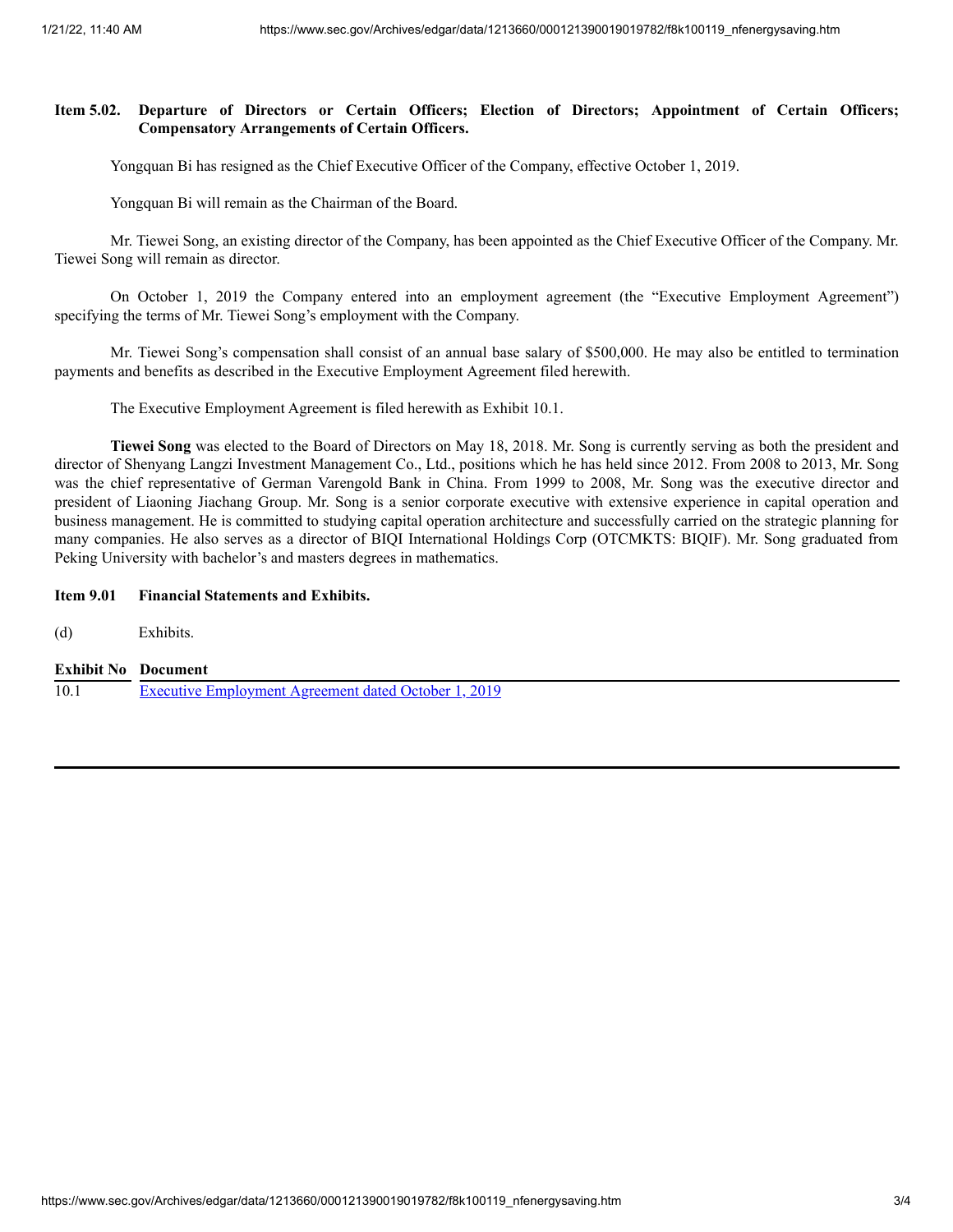**Item 5.02. Departure of Directors or Certain Officers; Election of Directors; Appointment of Certain Officers; Compensatory Arrangements of Certain Officers.**

Yongquan Bi has resigned as the Chief Executive Officer of the Company, effective October 1, 2019.

Yongquan Bi will remain as the Chairman of the Board.

Mr. Tiewei Song, an existing director of the Company, has been appointed as the Chief Executive Officer of the Company. Mr. Tiewei Song will remain as director.

On October 1, 2019 the Company entered into an employment agreement (the "Executive Employment Agreement") specifying the terms of Mr. Tiewei Song's employment with the Company.

Mr. Tiewei Song's compensation shall consist of an annual base salary of $500,000. He may also be entitled to termination payments and benefits as described in the Executive Employment Agreement filed herewith.

The Executive Employment Agreement is filed herewith as Exhibit 10.1.

**Tiewei Song** was elected to the Board of Directors on May 18, 2018. Mr. Song is currently serving as both the president and director of Shenyang Langzi Investment Management Co., Ltd., positions which he has held since 2012. From 2008 to 2013, Mr. Song was the chief representative of German Varengold Bank in China. From 1999 to 2008, Mr. Song was the executive director and president of Liaoning Jiachang Group. Mr. Song is a senior corporate executive with extensive experience in capital operation and business management. He is committed to studying capital operation architecture and successfully carried on the strategic planning for many companies. He also serves as a director of BIQI International Holdings Corp (OTCMKTS: BIQIF). Mr. Song graduated from Peking University with bachelor's and masters degrees in mathematics.

**Item 9.01 Financial Statements and Exhibits.**

(d) Exhibits.

| Exhibit No | Document |
|---|---|
| 10.1 | Executive Employment Agreement dated October 1, 2019 |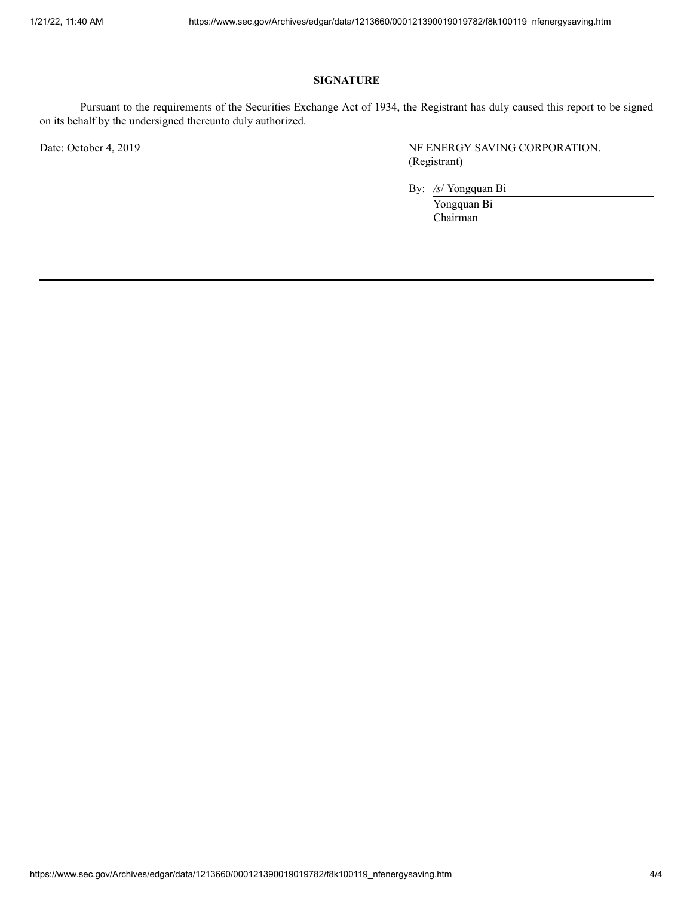**SIGNATURE**

Pursuant to the requirements of the Securities Exchange Act of 1934, the Registrant has duly caused this report to be signed on its behalf by the undersigned thereunto duly authorized.

Date: October 4, 2019

NF ENERGY SAVING CORPORATION.
(Registrant)

By: */s/* Yongquan Bi
Yongquan Bi
Chairman